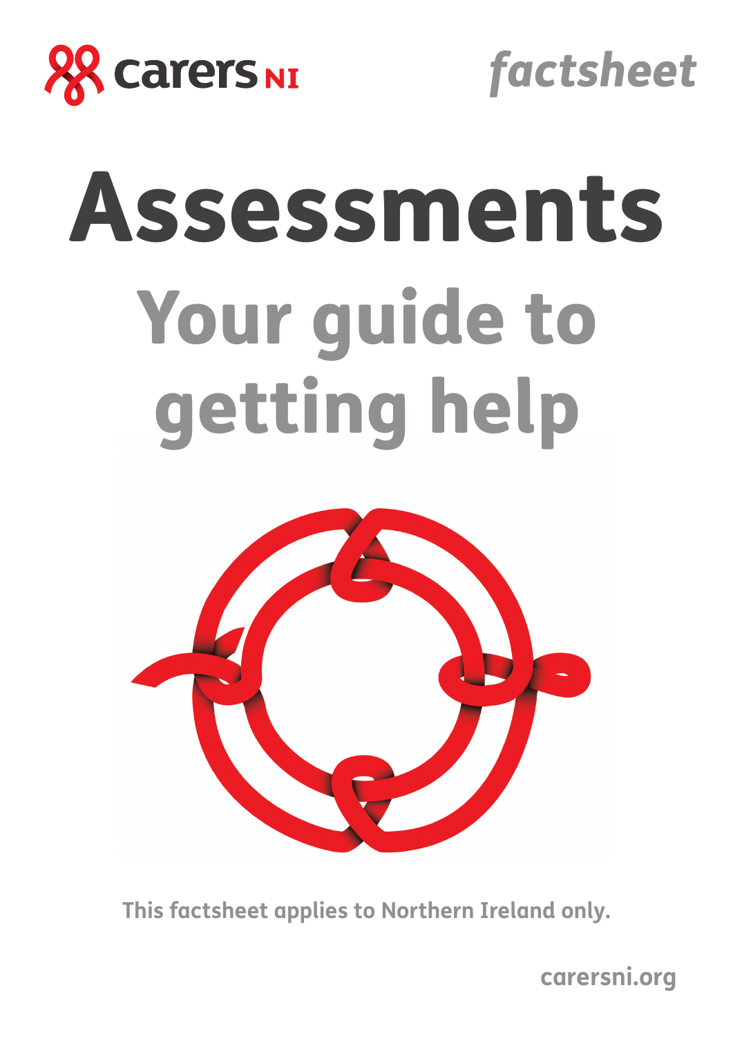carers NI

*factsheet*

# Assessments

## Your guide to getting help

This factsheet applies to Northern Ireland only.

carersni.org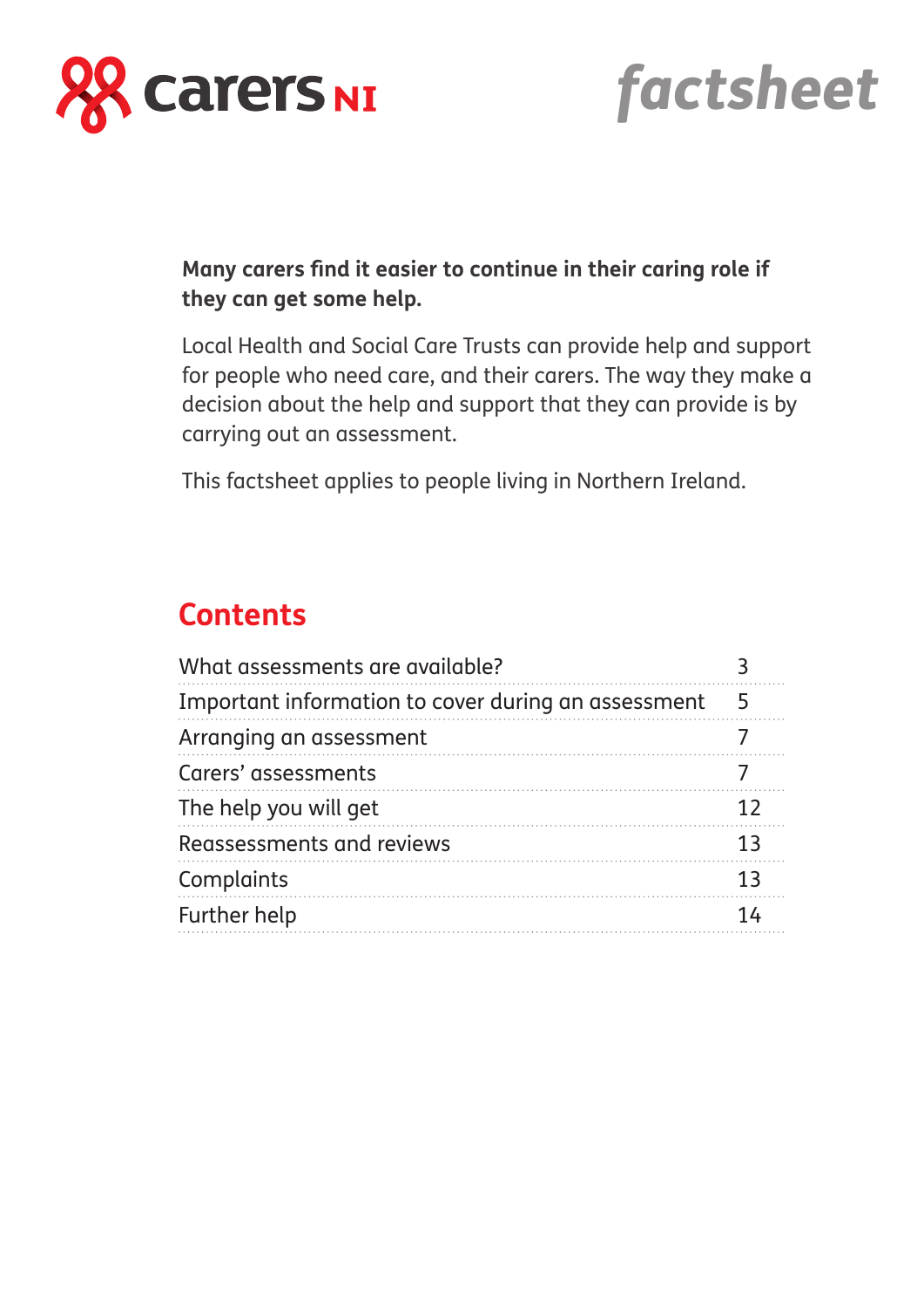carers NI

*factsheet*

**Many carers find it easier to continue in their caring role if they can get some help.**

Local Health and Social Care Trusts can provide help and support for people who need care, and their carers. The way they make a decision about the help and support that they can provide is by carrying out an assessment.

This factsheet applies to people living in Northern Ireland.

## Contents

| | |
|---|---|
| What assessments are available? | 3 |
| Important information to cover during an assessment | 5 |
| Arranging an assessment | 7 |
| Carers' assessments | 7 |
| The help you will get | 12 |
| Reassessments and reviews | 13 |
| Complaints | 13 |
| Further help | 14 |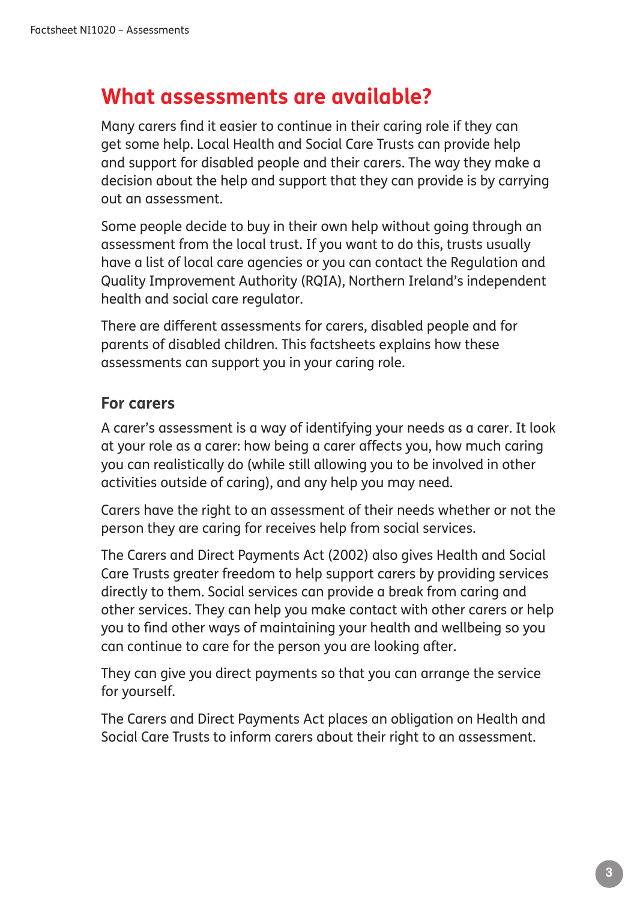## What assessments are available?

Many carers find it easier to continue in their caring role if they can get some help. Local Health and Social Care Trusts can provide help and support for disabled people and their carers. The way they make a decision about the help and support that they can provide is by carrying out an assessment.

Some people decide to buy in their own help without going through an assessment from the local trust. If you want to do this, trusts usually have a list of local care agencies or you can contact the Regulation and Quality Improvement Authority (RQIA), Northern Ireland's independent health and social care regulator.

There are different assessments for carers, disabled people and for parents of disabled children. This factsheets explains how these assessments can support you in your caring role.

### For carers

A carer's assessment is a way of identifying your needs as a carer. It look at your role as a carer: how being a carer affects you, how much caring you can realistically do (while still allowing you to be involved in other activities outside of caring), and any help you may need.

Carers have the right to an assessment of their needs whether or not the person they are caring for receives help from social services.

The Carers and Direct Payments Act (2002) also gives Health and Social Care Trusts greater freedom to help support carers by providing services directly to them. Social services can provide a break from caring and other services. They can help you make contact with other carers or help you to find other ways of maintaining your health and wellbeing so you can continue to care for the person you are looking after.

They can give you direct payments so that you can arrange the service for yourself.

The Carers and Direct Payments Act places an obligation on Health and Social Care Trusts to inform carers about their right to an assessment.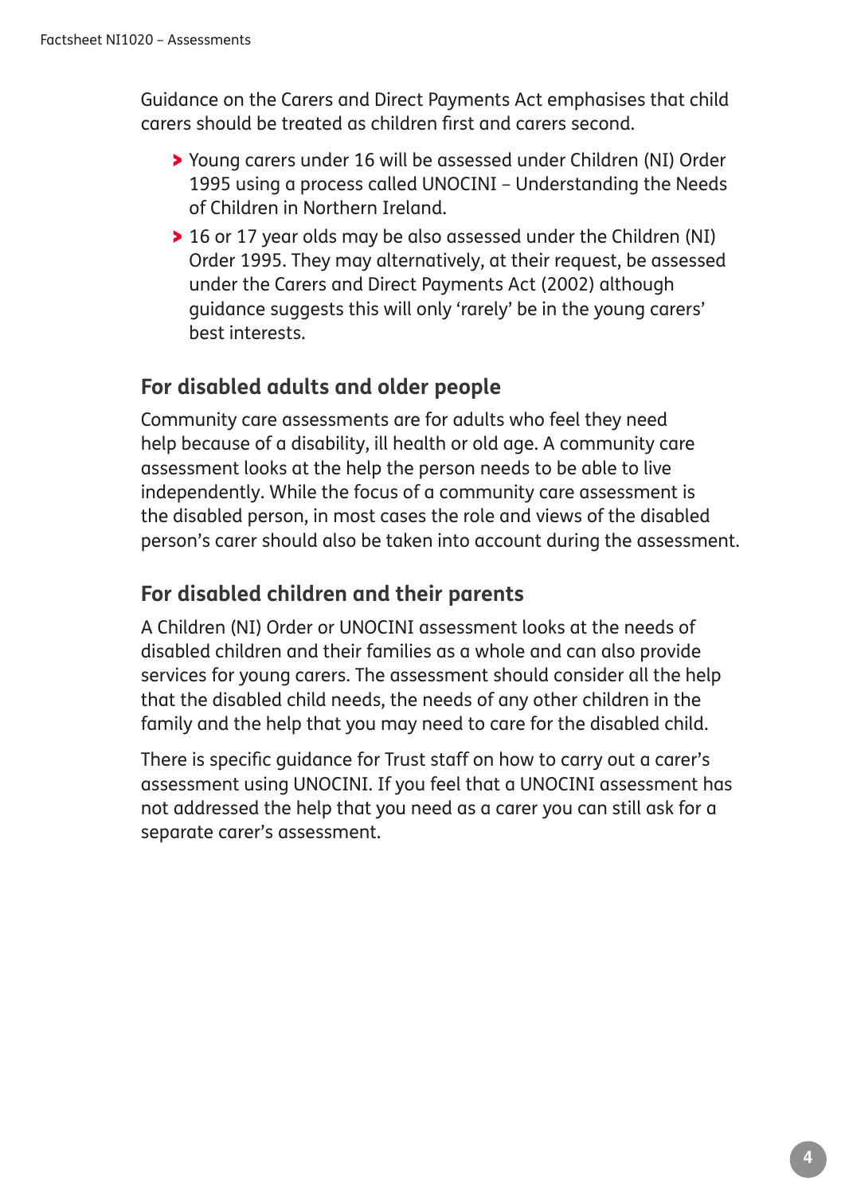Guidance on the Carers and Direct Payments Act emphasises that child carers should be treated as children first and carers second.

- Young carers under 16 will be assessed under Children (NI) Order 1995 using a process called UNOCINI – Understanding the Needs of Children in Northern Ireland.
- 16 or 17 year olds may be also assessed under the Children (NI) Order 1995. They may alternatively, at their request, be assessed under the Carers and Direct Payments Act (2002) although guidance suggests this will only 'rarely' be in the young carers' best interests.

## For disabled adults and older people

Community care assessments are for adults who feel they need help because of a disability, ill health or old age. A community care assessment looks at the help the person needs to be able to live independently. While the focus of a community care assessment is the disabled person, in most cases the role and views of the disabled person's carer should also be taken into account during the assessment.

## For disabled children and their parents

A Children (NI) Order or UNOCINI assessment looks at the needs of disabled children and their families as a whole and can also provide services for young carers. The assessment should consider all the help that the disabled child needs, the needs of any other children in the family and the help that you may need to care for the disabled child.

There is specific guidance for Trust staff on how to carry out a carer's assessment using UNOCINI. If you feel that a UNOCINI assessment has not addressed the help that you need as a carer you can still ask for a separate carer's assessment.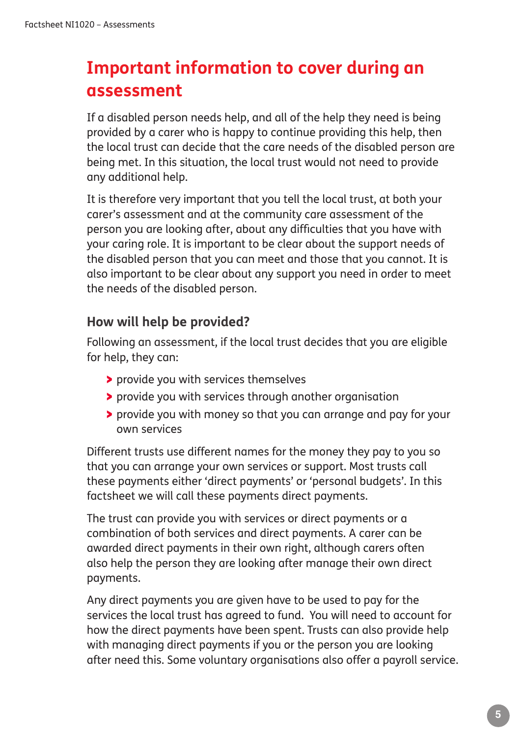## Important information to cover during an assessment

If a disabled person needs help, and all of the help they need is being provided by a carer who is happy to continue providing this help, then the local trust can decide that the care needs of the disabled person are being met. In this situation, the local trust would not need to provide any additional help.

It is therefore very important that you tell the local trust, at both your carer's assessment and at the community care assessment of the person you are looking after, about any difficulties that you have with your caring role. It is important to be clear about the support needs of the disabled person that you can meet and those that you cannot. It is also important to be clear about any support you need in order to meet the needs of the disabled person.

### How will help be provided?

Following an assessment, if the local trust decides that you are eligible for help, they can:

- provide you with services themselves
- provide you with services through another organisation
- provide you with money so that you can arrange and pay for your own services

Different trusts use different names for the money they pay to you so that you can arrange your own services or support. Most trusts call these payments either 'direct payments' or 'personal budgets'. In this factsheet we will call these payments direct payments.

The trust can provide you with services or direct payments or a combination of both services and direct payments. A carer can be awarded direct payments in their own right, although carers often also help the person they are looking after manage their own direct payments.

Any direct payments you are given have to be used to pay for the services the local trust has agreed to fund. You will need to account for how the direct payments have been spent. Trusts can also provide help with managing direct payments if you or the person you are looking after need this. Some voluntary organisations also offer a payroll service.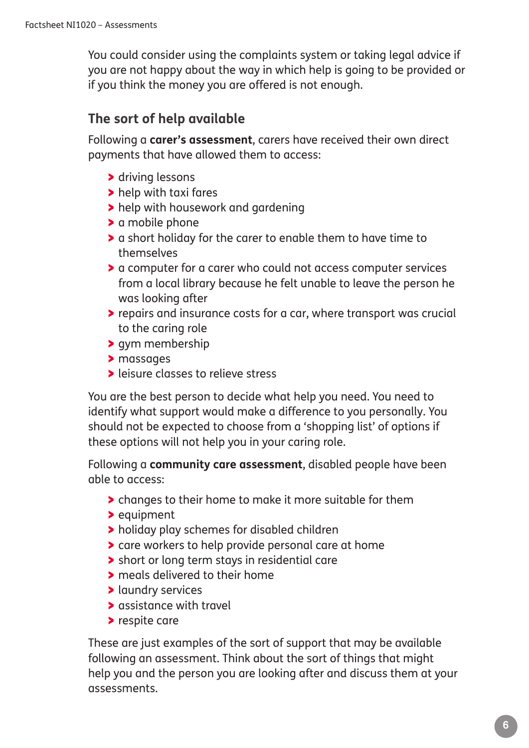You could consider using the complaints system or taking legal advice if you are not happy about the way in which help is going to be provided or if you think the money you are offered is not enough.

## The sort of help available

Following a **carer's assessment**, carers have received their own direct payments that have allowed them to access:

- driving lessons
- help with taxi fares
- help with housework and gardening
- a mobile phone
- a short holiday for the carer to enable them to have time to themselves
- a computer for a carer who could not access computer services from a local library because he felt unable to leave the person he was looking after
- repairs and insurance costs for a car, where transport was crucial to the caring role
- gym membership
- massages
- leisure classes to relieve stress

You are the best person to decide what help you need. You need to identify what support would make a difference to you personally. You should not be expected to choose from a 'shopping list' of options if these options will not help you in your caring role.

Following a **community care assessment**, disabled people have been able to access:

- changes to their home to make it more suitable for them
- equipment
- holiday play schemes for disabled children
- care workers to help provide personal care at home
- short or long term stays in residential care
- meals delivered to their home
- laundry services
- assistance with travel
- respite care

These are just examples of the sort of support that may be available following an assessment. Think about the sort of things that might help you and the person you are looking after and discuss them at your assessments.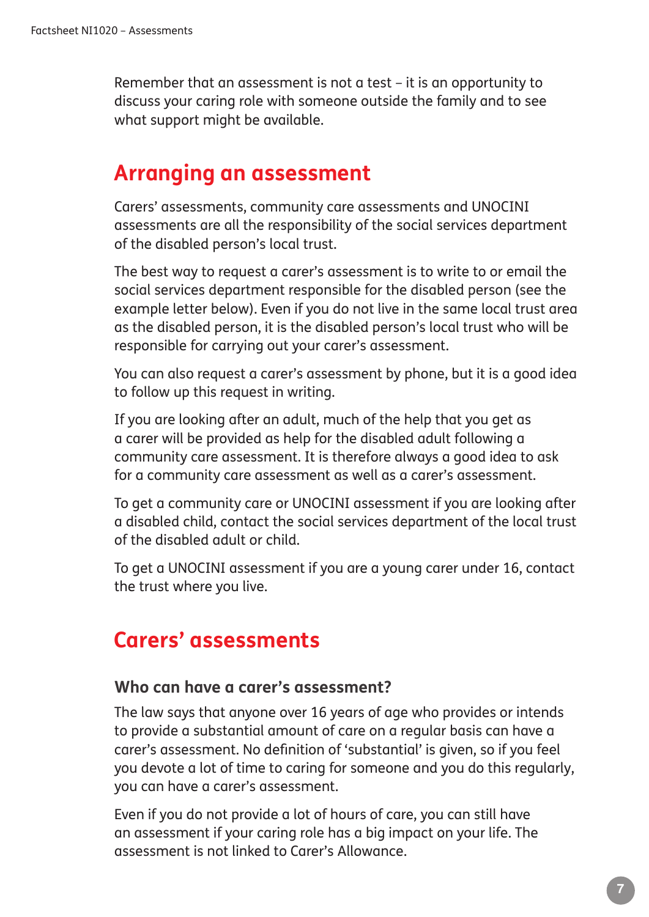Remember that an assessment is not a test – it is an opportunity to discuss your caring role with someone outside the family and to see what support might be available.

## Arranging an assessment

Carers' assessments, community care assessments and UNOCINI assessments are all the responsibility of the social services department of the disabled person's local trust.

The best way to request a carer's assessment is to write to or email the social services department responsible for the disabled person (see the example letter below). Even if you do not live in the same local trust area as the disabled person, it is the disabled person's local trust who will be responsible for carrying out your carer's assessment.

You can also request a carer's assessment by phone, but it is a good idea to follow up this request in writing.

If you are looking after an adult, much of the help that you get as a carer will be provided as help for the disabled adult following a community care assessment. It is therefore always a good idea to ask for a community care assessment as well as a carer's assessment.

To get a community care or UNOCINI assessment if you are looking after a disabled child, contact the social services department of the local trust of the disabled adult or child.

To get a UNOCINI assessment if you are a young carer under 16, contact the trust where you live.

## Carers' assessments

### Who can have a carer's assessment?

The law says that anyone over 16 years of age who provides or intends to provide a substantial amount of care on a regular basis can have a carer's assessment. No definition of 'substantial' is given, so if you feel you devote a lot of time to caring for someone and you do this regularly, you can have a carer's assessment.

Even if you do not provide a lot of hours of care, you can still have an assessment if your caring role has a big impact on your life. The assessment is not linked to Carer's Allowance.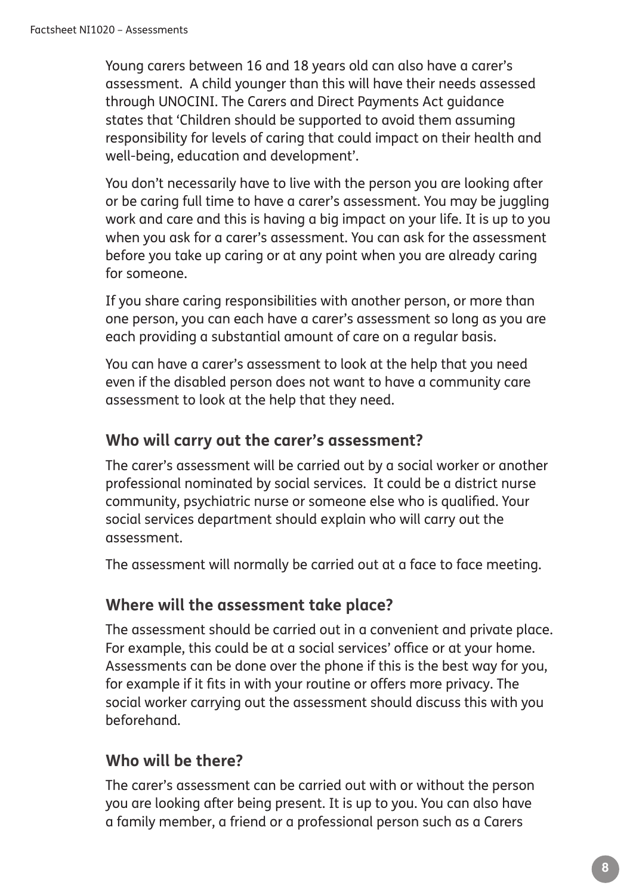Young carers between 16 and 18 years old can also have a carer's assessment. A child younger than this will have their needs assessed through UNOCINI. The Carers and Direct Payments Act guidance states that 'Children should be supported to avoid them assuming responsibility for levels of caring that could impact on their health and well-being, education and development'.

You don't necessarily have to live with the person you are looking after or be caring full time to have a carer's assessment. You may be juggling work and care and this is having a big impact on your life. It is up to you when you ask for a carer's assessment. You can ask for the assessment before you take up caring or at any point when you are already caring for someone.

If you share caring responsibilities with another person, or more than one person, you can each have a carer's assessment so long as you are each providing a substantial amount of care on a regular basis.

You can have a carer's assessment to look at the help that you need even if the disabled person does not want to have a community care assessment to look at the help that they need.

## Who will carry out the carer's assessment?

The carer's assessment will be carried out by a social worker or another professional nominated by social services. It could be a district nurse community, psychiatric nurse or someone else who is qualified. Your social services department should explain who will carry out the assessment.

The assessment will normally be carried out at a face to face meeting.

## Where will the assessment take place?

The assessment should be carried out in a convenient and private place. For example, this could be at a social services' office or at your home. Assessments can be done over the phone if this is the best way for you, for example if it fits in with your routine or offers more privacy. The social worker carrying out the assessment should discuss this with you beforehand.

## Who will be there?

The carer's assessment can be carried out with or without the person you are looking after being present. It is up to you. You can also have a family member, a friend or a professional person such as a Carers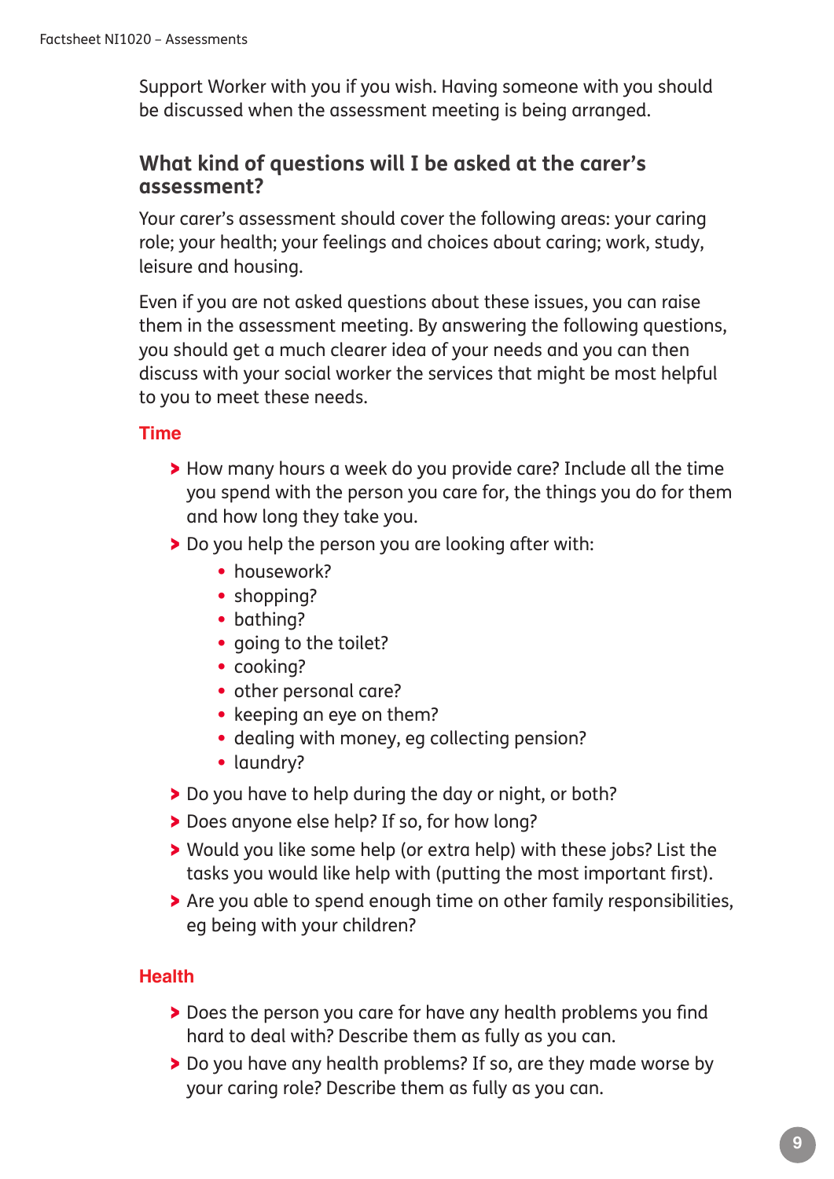Support Worker with you if you wish. Having someone with you should be discussed when the assessment meeting is being arranged.

## What kind of questions will I be asked at the carer's assessment?

Your carer's assessment should cover the following areas: your caring role; your health; your feelings and choices about caring; work, study, leisure and housing.

Even if you are not asked questions about these issues, you can raise them in the assessment meeting. By answering the following questions, you should get a much clearer idea of your needs and you can then discuss with your social worker the services that might be most helpful to you to meet these needs.

### Time

- How many hours a week do you provide care? Include all the time you spend with the person you care for, the things you do for them and how long they take you.
- Do you help the person you are looking after with:
  - housework?
  - shopping?
  - bathing?
  - going to the toilet?
  - cooking?
  - other personal care?
  - keeping an eye on them?
  - dealing with money, eg collecting pension?
  - laundry?
- Do you have to help during the day or night, or both?
- Does anyone else help? If so, for how long?
- Would you like some help (or extra help) with these jobs? List the tasks you would like help with (putting the most important first).
- Are you able to spend enough time on other family responsibilities, eg being with your children?

### Health

- Does the person you care for have any health problems you find hard to deal with? Describe them as fully as you can.
- Do you have any health problems? If so, are they made worse by your caring role? Describe them as fully as you can.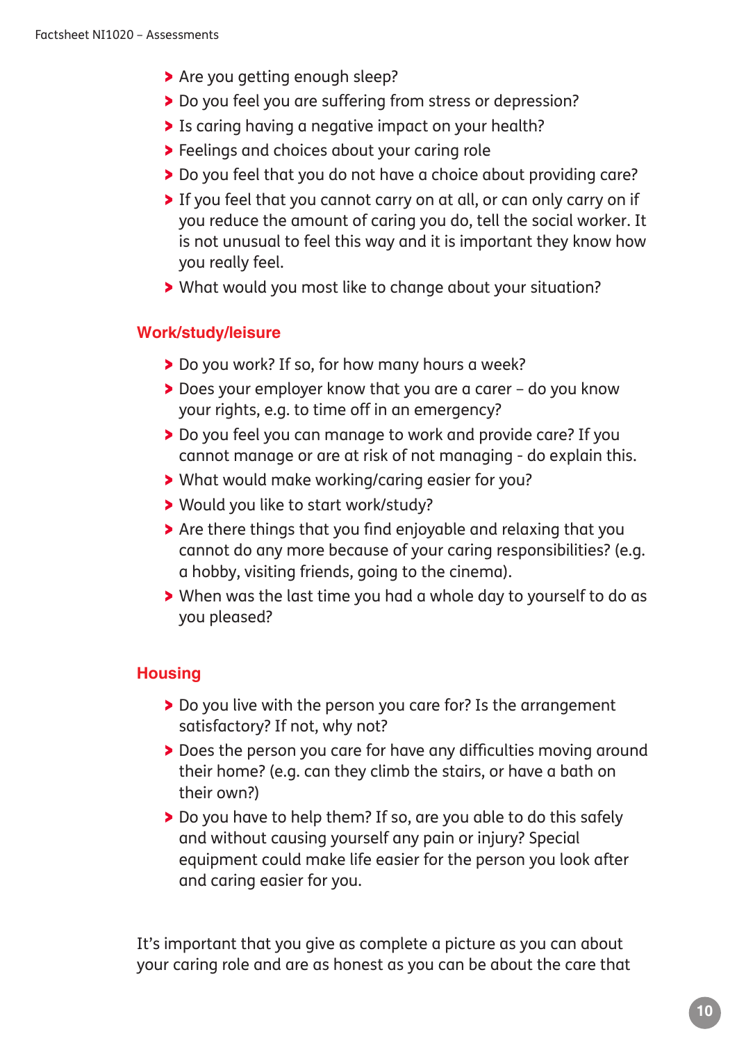- Are you getting enough sleep?
- Do you feel you are suffering from stress or depression?
- Is caring having a negative impact on your health?
- Feelings and choices about your caring role
- Do you feel that you do not have a choice about providing care?
- If you feel that you cannot carry on at all, or can only carry on if you reduce the amount of caring you do, tell the social worker. It is not unusual to feel this way and it is important they know how you really feel.
- What would you most like to change about your situation?

## Work/study/leisure

- Do you work? If so, for how many hours a week?
- Does your employer know that you are a carer – do you know your rights, e.g. to time off in an emergency?
- Do you feel you can manage to work and provide care? If you cannot manage or are at risk of not managing - do explain this.
- What would make working/caring easier for you?
- Would you like to start work/study?
- Are there things that you find enjoyable and relaxing that you cannot do any more because of your caring responsibilities? (e.g. a hobby, visiting friends, going to the cinema).
- When was the last time you had a whole day to yourself to do as you pleased?

## Housing

- Do you live with the person you care for? Is the arrangement satisfactory? If not, why not?
- Does the person you care for have any difficulties moving around their home? (e.g. can they climb the stairs, or have a bath on their own?)
- Do you have to help them? If so, are you able to do this safely and without causing yourself any pain or injury? Special equipment could make life easier for the person you look after and caring easier for you.

It's important that you give as complete a picture as you can about your caring role and are as honest as you can be about the care that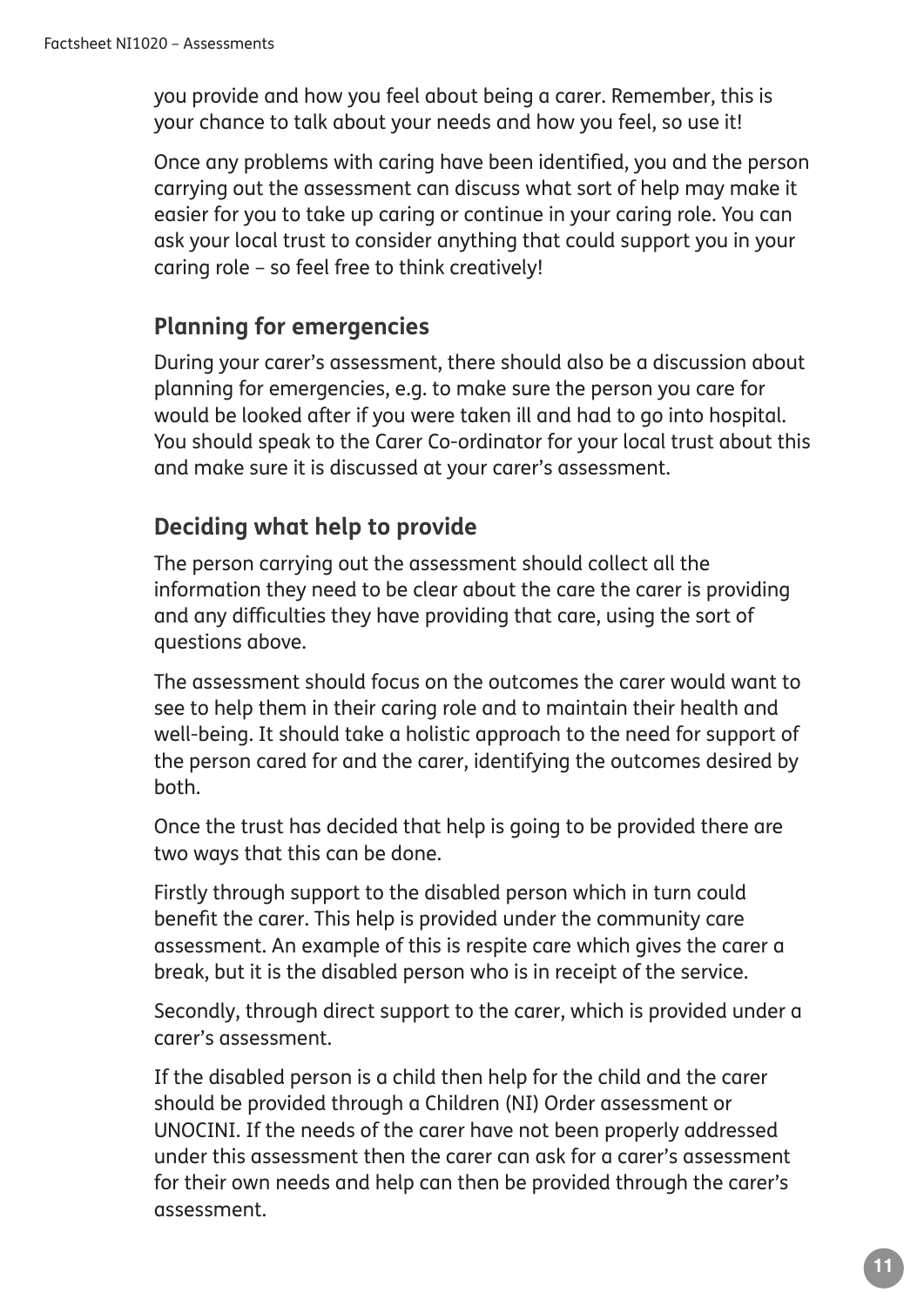you provide and how you feel about being a carer. Remember, this is your chance to talk about your needs and how you feel, so use it!

Once any problems with caring have been identified, you and the person carrying out the assessment can discuss what sort of help may make it easier for you to take up caring or continue in your caring role. You can ask your local trust to consider anything that could support you in your caring role – so feel free to think creatively!

## Planning for emergencies

During your carer's assessment, there should also be a discussion about planning for emergencies, e.g. to make sure the person you care for would be looked after if you were taken ill and had to go into hospital. You should speak to the Carer Co-ordinator for your local trust about this and make sure it is discussed at your carer's assessment.

## Deciding what help to provide

The person carrying out the assessment should collect all the information they need to be clear about the care the carer is providing and any difficulties they have providing that care, using the sort of questions above.

The assessment should focus on the outcomes the carer would want to see to help them in their caring role and to maintain their health and well-being. It should take a holistic approach to the need for support of the person cared for and the carer, identifying the outcomes desired by both.

Once the trust has decided that help is going to be provided there are two ways that this can be done.

Firstly through support to the disabled person which in turn could benefit the carer. This help is provided under the community care assessment. An example of this is respite care which gives the carer a break, but it is the disabled person who is in receipt of the service.

Secondly, through direct support to the carer, which is provided under a carer's assessment.

If the disabled person is a child then help for the child and the carer should be provided through a Children (NI) Order assessment or UNOCINI. If the needs of the carer have not been properly addressed under this assessment then the carer can ask for a carer's assessment for their own needs and help can then be provided through the carer's assessment.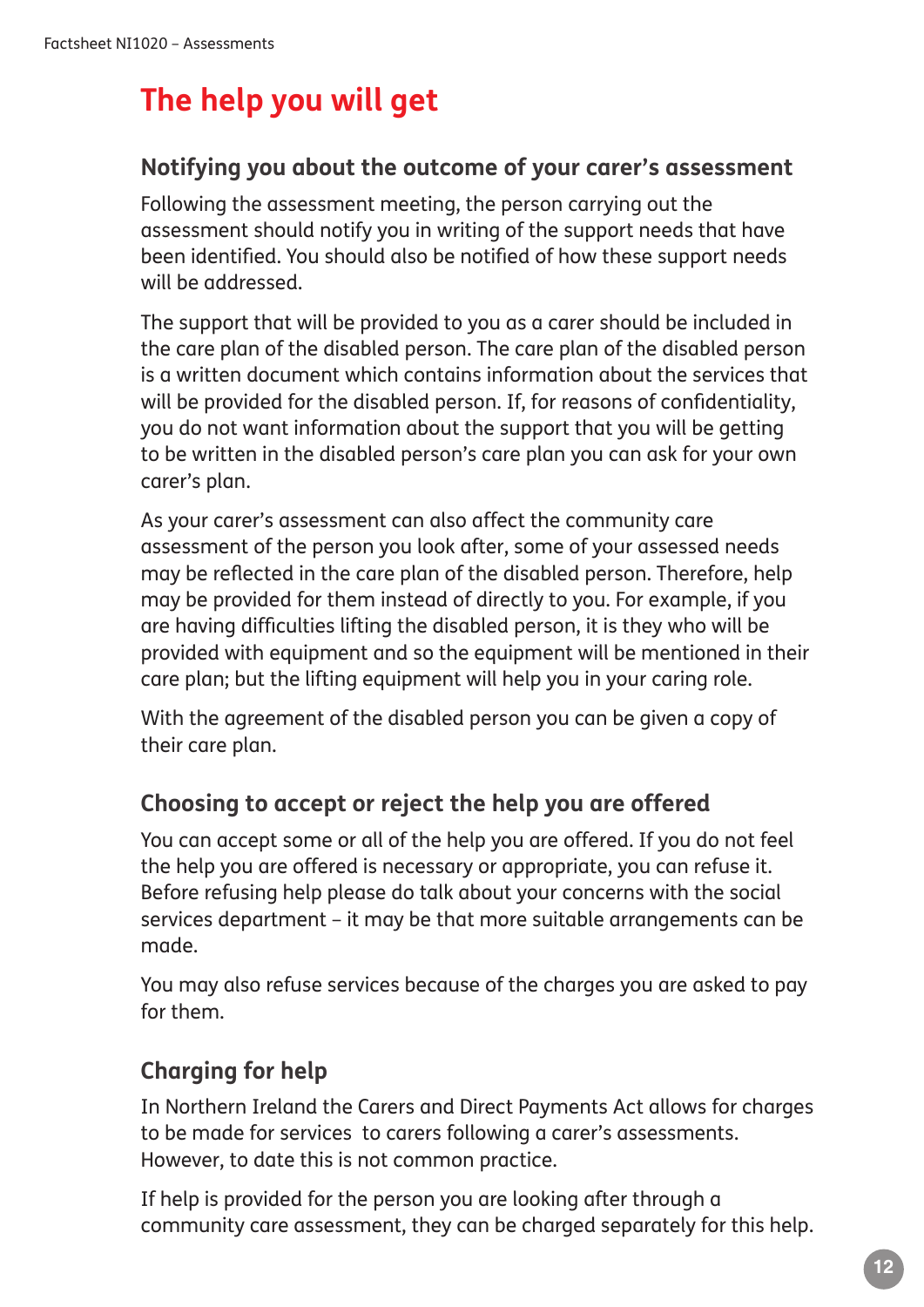# The help you will get

## Notifying you about the outcome of your carer's assessment

Following the assessment meeting, the person carrying out the assessment should notify you in writing of the support needs that have been identified. You should also be notified of how these support needs will be addressed.

The support that will be provided to you as a carer should be included in the care plan of the disabled person. The care plan of the disabled person is a written document which contains information about the services that will be provided for the disabled person. If, for reasons of confidentiality, you do not want information about the support that you will be getting to be written in the disabled person's care plan you can ask for your own carer's plan.

As your carer's assessment can also affect the community care assessment of the person you look after, some of your assessed needs may be reflected in the care plan of the disabled person. Therefore, help may be provided for them instead of directly to you. For example, if you are having difficulties lifting the disabled person, it is they who will be provided with equipment and so the equipment will be mentioned in their care plan; but the lifting equipment will help you in your caring role.

With the agreement of the disabled person you can be given a copy of their care plan.

## Choosing to accept or reject the help you are offered

You can accept some or all of the help you are offered. If you do not feel the help you are offered is necessary or appropriate, you can refuse it. Before refusing help please do talk about your concerns with the social services department – it may be that more suitable arrangements can be made.

You may also refuse services because of the charges you are asked to pay for them.

## Charging for help

In Northern Ireland the Carers and Direct Payments Act allows for charges to be made for services to carers following a carer's assessments. However, to date this is not common practice.

If help is provided for the person you are looking after through a community care assessment, they can be charged separately for this help.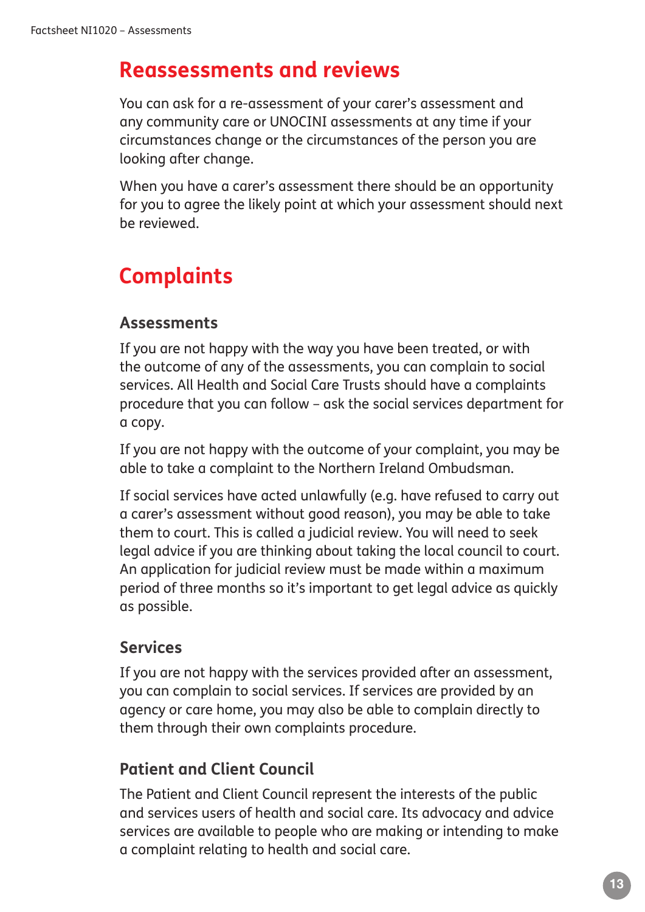## Reassessments and reviews

You can ask for a re-assessment of your carer's assessment and any community care or UNOCINI assessments at any time if your circumstances change or the circumstances of the person you are looking after change.

When you have a carer's assessment there should be an opportunity for you to agree the likely point at which your assessment should next be reviewed.

## Complaints

### Assessments

If you are not happy with the way you have been treated, or with the outcome of any of the assessments, you can complain to social services. All Health and Social Care Trusts should have a complaints procedure that you can follow – ask the social services department for a copy.

If you are not happy with the outcome of your complaint, you may be able to take a complaint to the Northern Ireland Ombudsman.

If social services have acted unlawfully (e.g. have refused to carry out a carer's assessment without good reason), you may be able to take them to court. This is called a judicial review. You will need to seek legal advice if you are thinking about taking the local council to court. An application for judicial review must be made within a maximum period of three months so it's important to get legal advice as quickly as possible.

### Services

If you are not happy with the services provided after an assessment, you can complain to social services. If services are provided by an agency or care home, you may also be able to complain directly to them through their own complaints procedure.

### Patient and Client Council

The Patient and Client Council represent the interests of the public and services users of health and social care. Its advocacy and advice services are available to people who are making or intending to make a complaint relating to health and social care.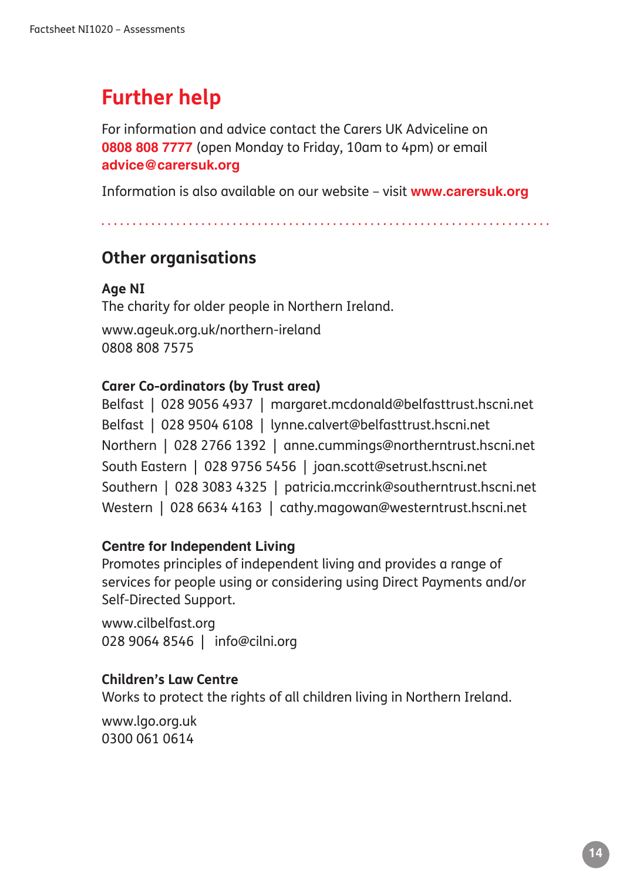## Further help

For information and advice contact the Carers UK Adviceline on **0808 808 7777** (open Monday to Friday, 10am to 4pm) or email **advice@carersuk.org**

Information is also available on our website – visit **www.carersuk.org**

### Other organisations

**Age NI**
The charity for older people in Northern Ireland.

www.ageuk.org.uk/northern-ireland
0808 808 7575

**Carer Co-ordinators (by Trust area)**
Belfast | 028 9056 4937 | margaret.mcdonald@belfasttrust.hscni.net
Belfast | 028 9504 6108 | lynne.calvert@belfasttrust.hscni.net
Northern | 028 2766 1392 | anne.cummings@northerntrust.hscni.net
South Eastern | 028 9756 5456 | joan.scott@setrust.hscni.net
Southern | 028 3083 4325 | patricia.mccrink@southerntrust.hscni.net
Western | 028 6634 4163 | cathy.magowan@westerntrust.hscni.net

**Centre for Independent Living**
Promotes principles of independent living and provides a range of services for people using or considering using Direct Payments and/or Self-Directed Support.

www.cilbelfast.org
028 9064 8546 | info@cilni.org

**Children's Law Centre**
Works to protect the rights of all children living in Northern Ireland.

www.lgo.org.uk
0300 061 0614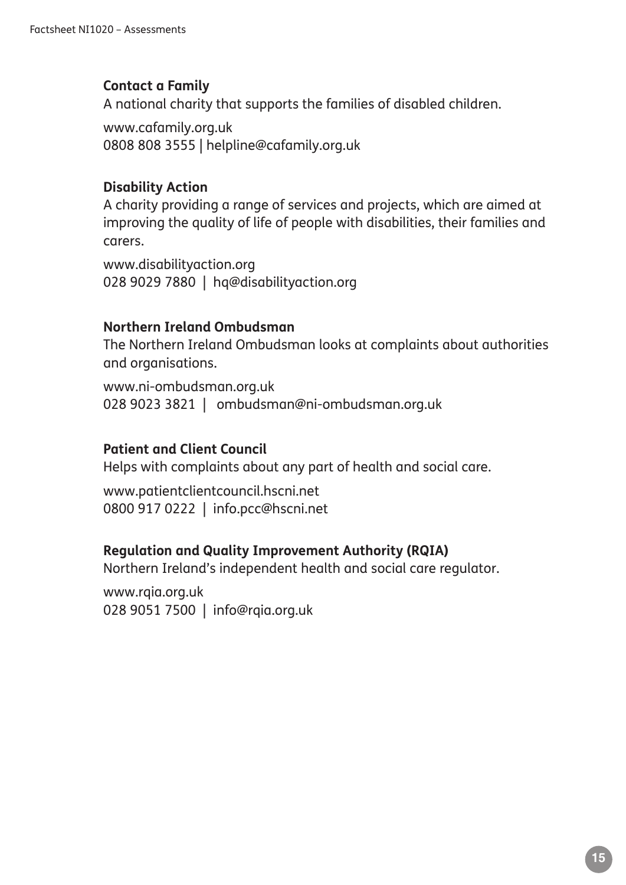**Contact a Family**
A national charity that supports the families of disabled children.

www.cafamily.org.uk
0808 808 3555 | helpline@cafamily.org.uk

**Disability Action**
A charity providing a range of services and projects, which are aimed at improving the quality of life of people with disabilities, their families and carers.

www.disabilityaction.org
028 9029 7880 | hq@disabilityaction.org

**Northern Ireland Ombudsman**
The Northern Ireland Ombudsman looks at complaints about authorities and organisations.

www.ni-ombudsman.org.uk
028 9023 3821 | ombudsman@ni-ombudsman.org.uk

**Patient and Client Council**
Helps with complaints about any part of health and social care.

www.patientclientcouncil.hscni.net
0800 917 0222 | info.pcc@hscni.net

**Regulation and Quality Improvement Authority (RQIA)**
Northern Ireland's independent health and social care regulator.

www.rqia.org.uk
028 9051 7500 | info@rqia.org.uk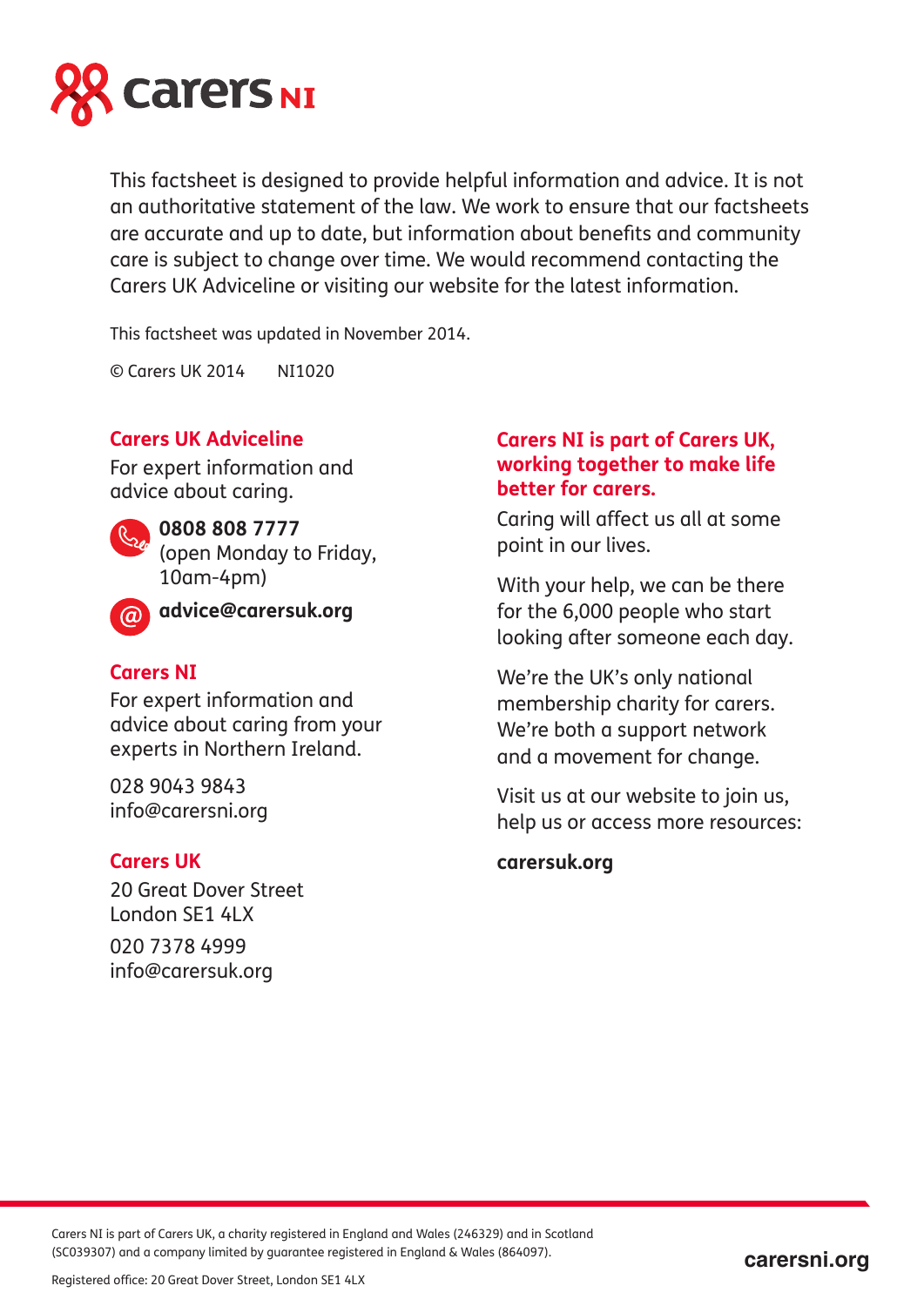carers NI

This factsheet is designed to provide helpful information and advice. It is not an authoritative statement of the law. We work to ensure that our factsheets are accurate and up to date, but information about benefits and community care is subject to change over time. We would recommend contacting the Carers UK Adviceline or visiting our website for the latest information.

This factsheet was updated in November 2014.

© Carers UK 2014  NI1020

## Carers UK Adviceline

For expert information and advice about caring.

**0808 808 7777**
(open Monday to Friday, 10am-4pm)

**advice@carersuk.org**

## Carers NI

For expert information and advice about caring from your experts in Northern Ireland.

028 9043 9843
info@carersni.org

## Carers UK

20 Great Dover Street
London SE1 4LX

020 7378 4999
info@carersuk.org

## Carers NI is part of Carers UK, working together to make life better for carers.

Caring will affect us all at some point in our lives.

With your help, we can be there for the 6,000 people who start looking after someone each day.

We're the UK's only national membership charity for carers. We're both a support network and a movement for change.

Visit us at our website to join us, help us or access more resources:

**carersuk.org**

Carers NI is part of Carers UK, a charity registered in England and Wales (246329) and in Scotland (SC039307) and a company limited by guarantee registered in England & Wales (864097).

Registered office: 20 Great Dover Street, London SE1 4LX

**carersni.org**